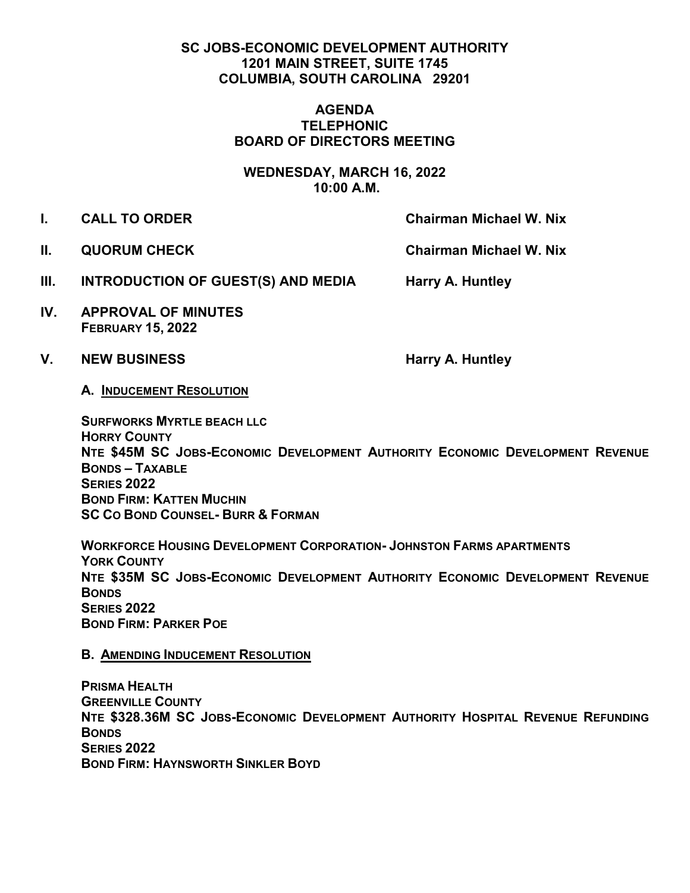**SC JOBS-ECONOMIC DEVELOPMENT AUTHORITY**
**1201 MAIN STREET, SUITE 1745**
**COLUMBIA, SOUTH CAROLINA 29201**

**AGENDA**
**TELEPHONIC**
**BOARD OF DIRECTORS MEETING**

**WEDNESDAY, MARCH 16, 2022**
**10:00 A.M.**

**I. CALL TO ORDER** — **Chairman Michael W. Nix**

**II. QUORUM CHECK** — **Chairman Michael W. Nix**

**III. INTRODUCTION OF GUEST(S) AND MEDIA** — **Harry A. Huntley**

**IV. APPROVAL OF MINUTES**
**FEBRUARY 15, 2022**

**V. NEW BUSINESS** — **Harry A. Huntley**

**A. INDUCEMENT RESOLUTION**

**SURFWORKS MYRTLE BEACH LLC**
**HORRY COUNTY**
**NTE $45M SC JOBS-ECONOMIC DEVELOPMENT AUTHORITY ECONOMIC DEVELOPMENT REVENUE BONDS – TAXABLE**
**SERIES 2022**
**BOND FIRM: KATTEN MUCHIN**
**SC CO BOND COUNSEL- BURR & FORMAN**

**WORKFORCE HOUSING DEVELOPMENT CORPORATION- JOHNSTON FARMS APARTMENTS**
**YORK COUNTY**
**NTE $35M SC JOBS-ECONOMIC DEVELOPMENT AUTHORITY ECONOMIC DEVELOPMENT REVENUE BONDS**
**SERIES 2022**
**BOND FIRM: PARKER POE**

**B. AMENDING INDUCEMENT RESOLUTION**

**PRISMA HEALTH**
**GREENVILLE COUNTY**
**NTE $328.36M SC JOBS-ECONOMIC DEVELOPMENT AUTHORITY HOSPITAL REVENUE REFUNDING BONDS**
**SERIES 2022**
**BOND FIRM: HAYNSWORTH SINKLER BOYD**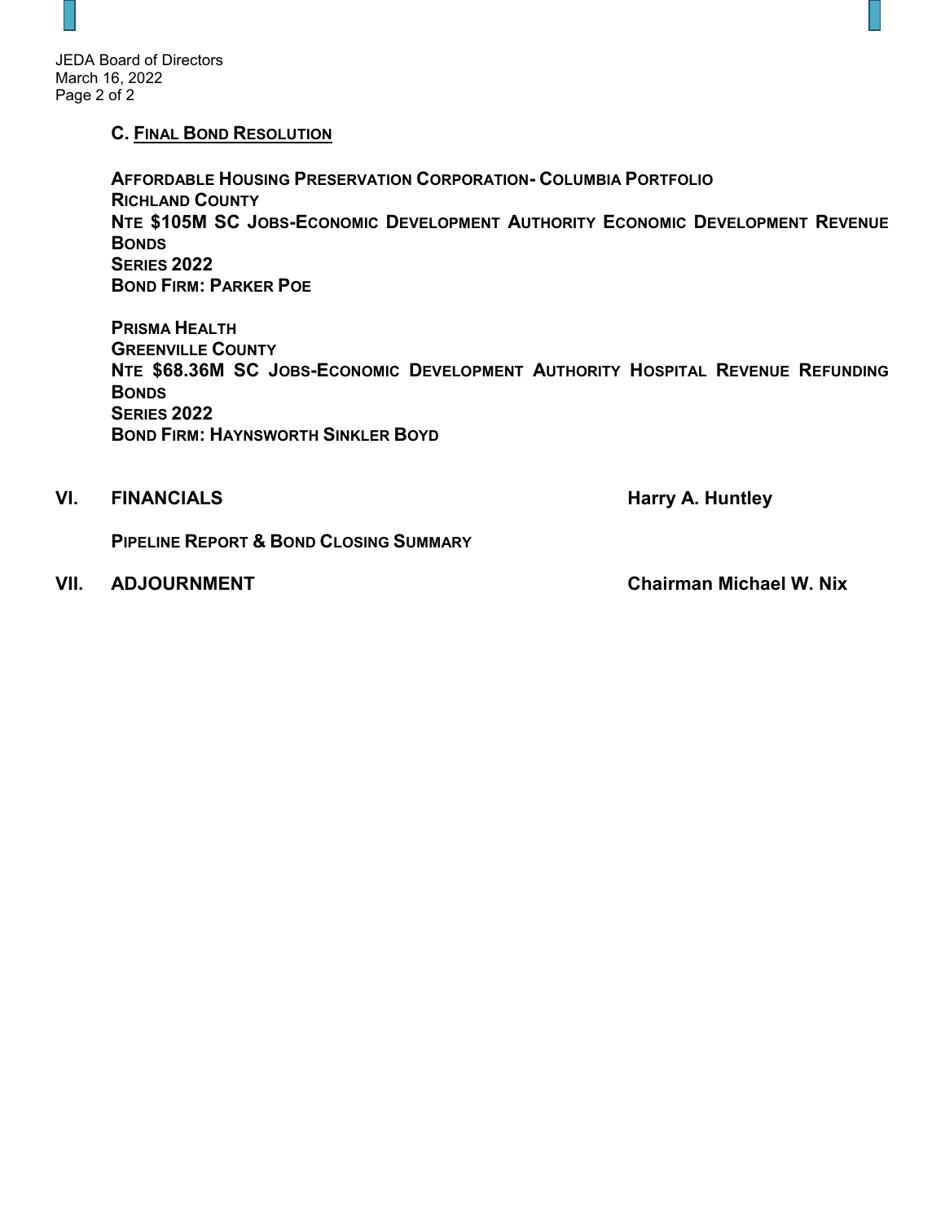**C. FINAL BOND RESOLUTION**

**AFFORDABLE HOUSING PRESERVATION CORPORATION- COLUMBIA PORTFOLIO**
**RICHLAND COUNTY**
**NTE $105M SC JOBS-ECONOMIC DEVELOPMENT AUTHORITY ECONOMIC DEVELOPMENT REVENUE BONDS**
**SERIES 2022**
**BOND FIRM: PARKER POE**

**PRISMA HEALTH**
**GREENVILLE COUNTY**
**NTE $68.36M SC JOBS-ECONOMIC DEVELOPMENT AUTHORITY HOSPITAL REVENUE REFUNDING BONDS**
**SERIES 2022**
**BOND FIRM: HAYNSWORTH SINKLER BOYD**

## VI. FINANCIALS — Harry A. Huntley

**PIPELINE REPORT & BOND CLOSING SUMMARY**

## VII. ADJOURNMENT — Chairman Michael W. Nix